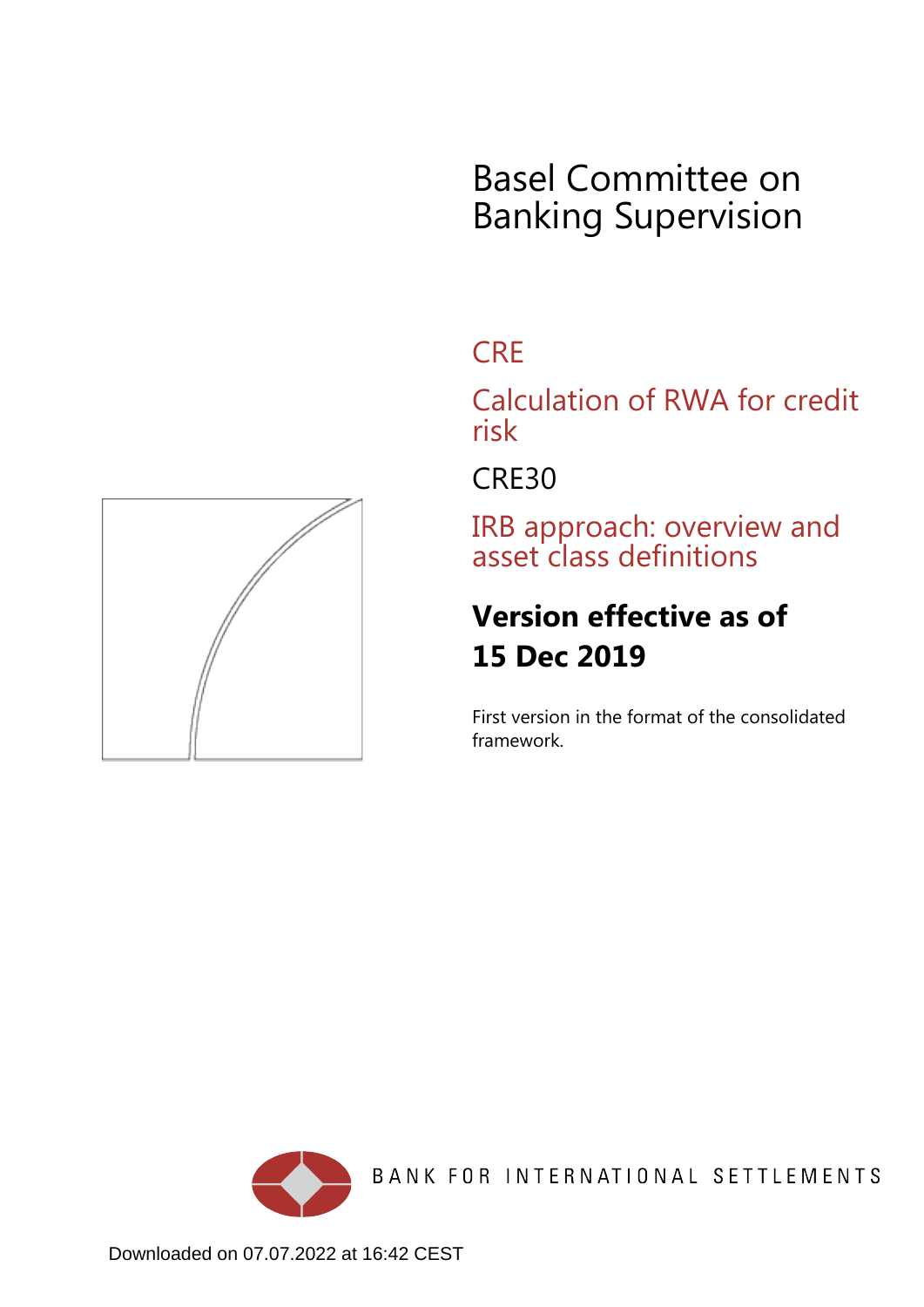# Basel Committee on Banking Supervision

## CRE

## Calculation of RWA for credit risk

## CRE30

## IRB approach: overview and asset class definitions

**Version effective as of 15 Dec 2019**

First version in the format of the consolidated framework.

BANK FOR INTERNATIONAL SETTLEMENTS

Downloaded on 07.07.2022 at 16:42 CEST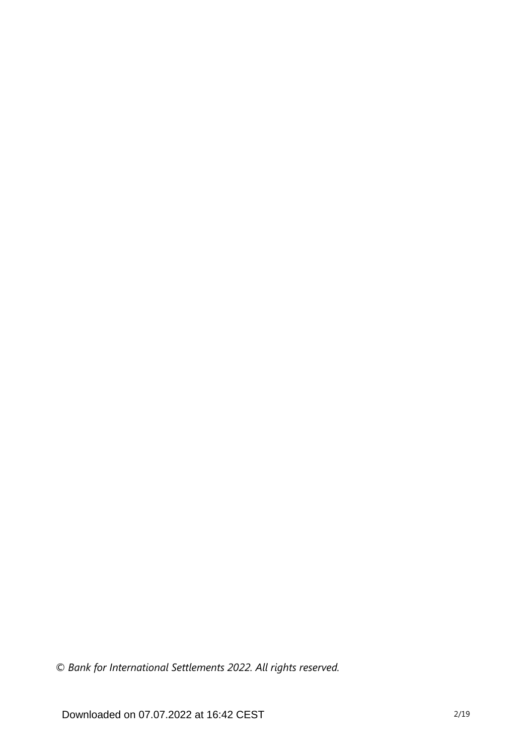*© Bank for International Settlements 2022. All rights reserved.*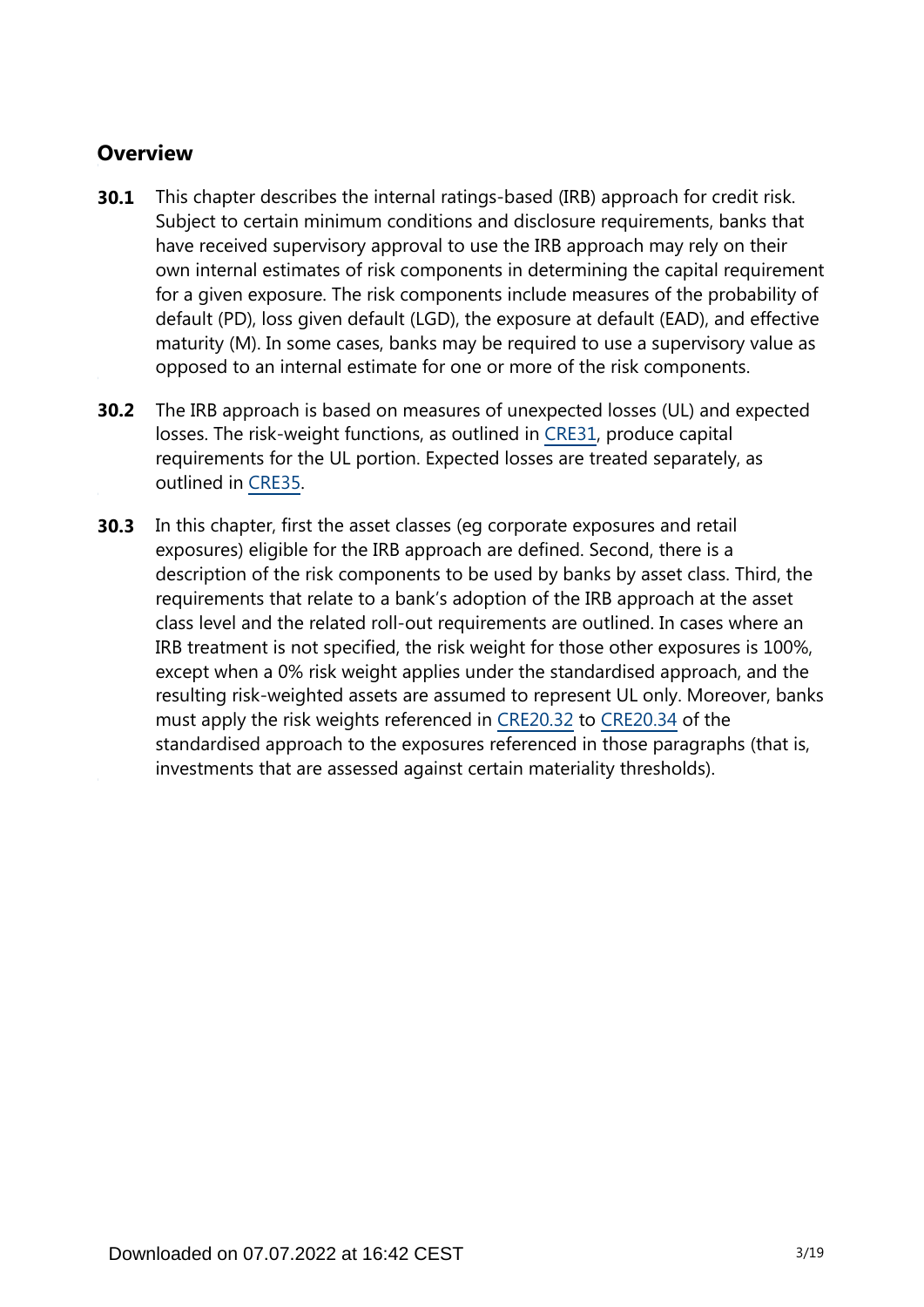## Overview

**30.1** This chapter describes the internal ratings-based (IRB) approach for credit risk. Subject to certain minimum conditions and disclosure requirements, banks that have received supervisory approval to use the IRB approach may rely on their own internal estimates of risk components in determining the capital requirement for a given exposure. The risk components include measures of the probability of default (PD), loss given default (LGD), the exposure at default (EAD), and effective maturity (M). In some cases, banks may be required to use a supervisory value as opposed to an internal estimate for one or more of the risk components.

**30.2** The IRB approach is based on measures of unexpected losses (UL) and expected losses. The risk-weight functions, as outlined in CRE31, produce capital requirements for the UL portion. Expected losses are treated separately, as outlined in CRE35.

**30.3** In this chapter, first the asset classes (eg corporate exposures and retail exposures) eligible for the IRB approach are defined. Second, there is a description of the risk components to be used by banks by asset class. Third, the requirements that relate to a bank's adoption of the IRB approach at the asset class level and the related roll-out requirements are outlined. In cases where an IRB treatment is not specified, the risk weight for those other exposures is 100%, except when a 0% risk weight applies under the standardised approach, and the resulting risk-weighted assets are assumed to represent UL only. Moreover, banks must apply the risk weights referenced in CRE20.32 to CRE20.34 of the standardised approach to the exposures referenced in those paragraphs (that is, investments that are assessed against certain materiality thresholds).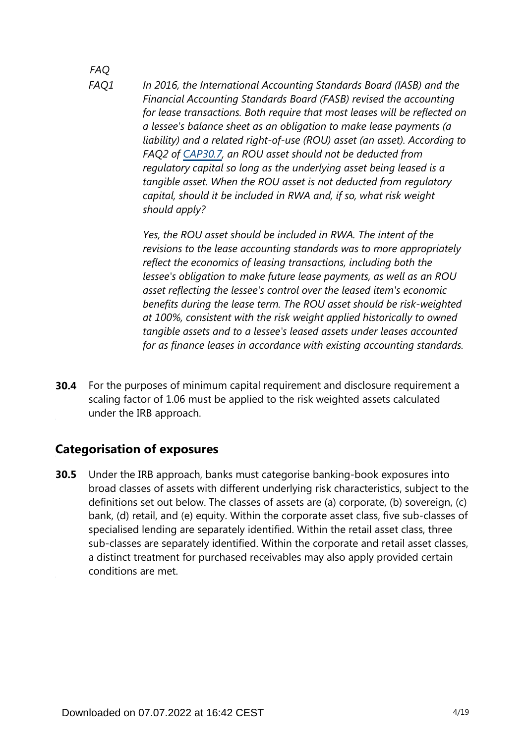*FAQ*

*FAQ1* *In 2016, the International Accounting Standards Board (IASB) and the Financial Accounting Standards Board (FASB) revised the accounting for lease transactions. Both require that most leases will be reflected on a lessee's balance sheet as an obligation to make lease payments (a liability) and a related right-of-use (ROU) asset (an asset). According to FAQ2 of [CAP30.7](CAP30.7), an ROU asset should not be deducted from regulatory capital so long as the underlying asset being leased is a tangible asset. When the ROU asset is not deducted from regulatory capital, should it be included in RWA and, if so, what risk weight should apply?*

*Yes, the ROU asset should be included in RWA. The intent of the revisions to the lease accounting standards was to more appropriately reflect the economics of leasing transactions, including both the lessee's obligation to make future lease payments, as well as an ROU asset reflecting the lessee's control over the leased item's economic benefits during the lease term. The ROU asset should be risk-weighted at 100%, consistent with the risk weight applied historically to owned tangible assets and to a lessee's leased assets under leases accounted for as finance leases in accordance with existing accounting standards.*

**30.4** For the purposes of minimum capital requirement and disclosure requirement a scaling factor of 1.06 must be applied to the risk weighted assets calculated under the IRB approach.

## Categorisation of exposures

**30.5** Under the IRB approach, banks must categorise banking-book exposures into broad classes of assets with different underlying risk characteristics, subject to the definitions set out below. The classes of assets are (a) corporate, (b) sovereign, (c) bank, (d) retail, and (e) equity. Within the corporate asset class, five sub-classes of specialised lending are separately identified. Within the retail asset class, three sub-classes are separately identified. Within the corporate and retail asset classes, a distinct treatment for purchased receivables may also apply provided certain conditions are met.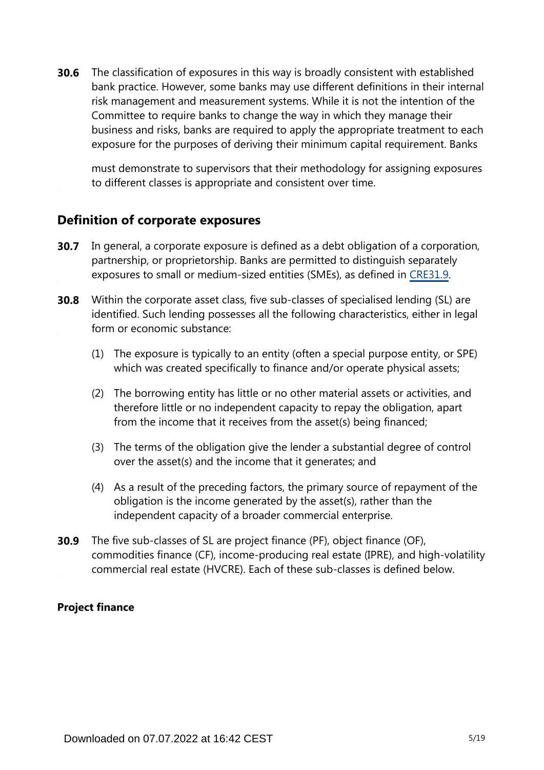**30.6** The classification of exposures in this way is broadly consistent with established bank practice. However, some banks may use different definitions in their internal risk management and measurement systems. While it is not the intention of the Committee to require banks to change the way in which they manage their business and risks, banks are required to apply the appropriate treatment to each exposure for the purposes of deriving their minimum capital requirement. Banks must demonstrate to supervisors that their methodology for assigning exposures to different classes is appropriate and consistent over time.

## Definition of corporate exposures

**30.7** In general, a corporate exposure is defined as a debt obligation of a corporation, partnership, or proprietorship. Banks are permitted to distinguish separately exposures to small or medium-sized entities (SMEs), as defined in CRE31.9.

**30.8** Within the corporate asset class, five sub-classes of specialised lending (SL) are identified. Such lending possesses all the following characteristics, either in legal form or economic substance:

(1) The exposure is typically to an entity (often a special purpose entity, or SPE) which was created specifically to finance and/or operate physical assets;

(2) The borrowing entity has little or no other material assets or activities, and therefore little or no independent capacity to repay the obligation, apart from the income that it receives from the asset(s) being financed;

(3) The terms of the obligation give the lender a substantial degree of control over the asset(s) and the income that it generates; and

(4) As a result of the preceding factors, the primary source of repayment of the obligation is the income generated by the asset(s), rather than the independent capacity of a broader commercial enterprise.

**30.9** The five sub-classes of SL are project finance (PF), object finance (OF), commodities finance (CF), income-producing real estate (IPRE), and high-volatility commercial real estate (HVCRE). Each of these sub-classes is defined below.

### Project finance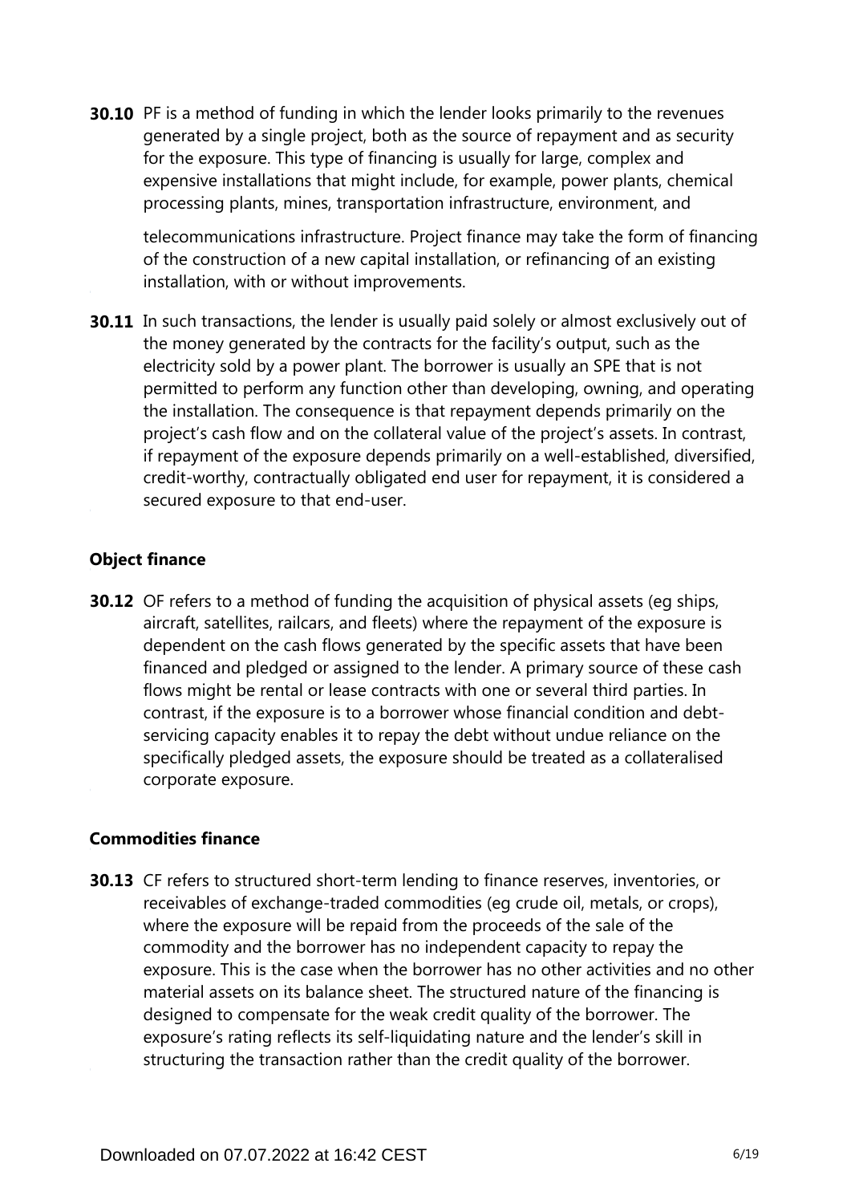**30.10** PF is a method of funding in which the lender looks primarily to the revenues generated by a single project, both as the source of repayment and as security for the exposure. This type of financing is usually for large, complex and expensive installations that might include, for example, power plants, chemical processing plants, mines, transportation infrastructure, environment, and telecommunications infrastructure. Project finance may take the form of financing of the construction of a new capital installation, or refinancing of an existing installation, with or without improvements.

**30.11** In such transactions, the lender is usually paid solely or almost exclusively out of the money generated by the contracts for the facility's output, such as the electricity sold by a power plant. The borrower is usually an SPE that is not permitted to perform any function other than developing, owning, and operating the installation. The consequence is that repayment depends primarily on the project's cash flow and on the collateral value of the project's assets. In contrast, if repayment of the exposure depends primarily on a well-established, diversified, credit-worthy, contractually obligated end user for repayment, it is considered a secured exposure to that end-user.

### Object finance

**30.12** OF refers to a method of funding the acquisition of physical assets (eg ships, aircraft, satellites, railcars, and fleets) where the repayment of the exposure is dependent on the cash flows generated by the specific assets that have been financed and pledged or assigned to the lender. A primary source of these cash flows might be rental or lease contracts with one or several third parties. In contrast, if the exposure is to a borrower whose financial condition and debt-servicing capacity enables it to repay the debt without undue reliance on the specifically pledged assets, the exposure should be treated as a collateralised corporate exposure.

### Commodities finance

**30.13** CF refers to structured short-term lending to finance reserves, inventories, or receivables of exchange-traded commodities (eg crude oil, metals, or crops), where the exposure will be repaid from the proceeds of the sale of the commodity and the borrower has no independent capacity to repay the exposure. This is the case when the borrower has no other activities and no other material assets on its balance sheet. The structured nature of the financing is designed to compensate for the weak credit quality of the borrower. The exposure's rating reflects its self-liquidating nature and the lender's skill in structuring the transaction rather than the credit quality of the borrower.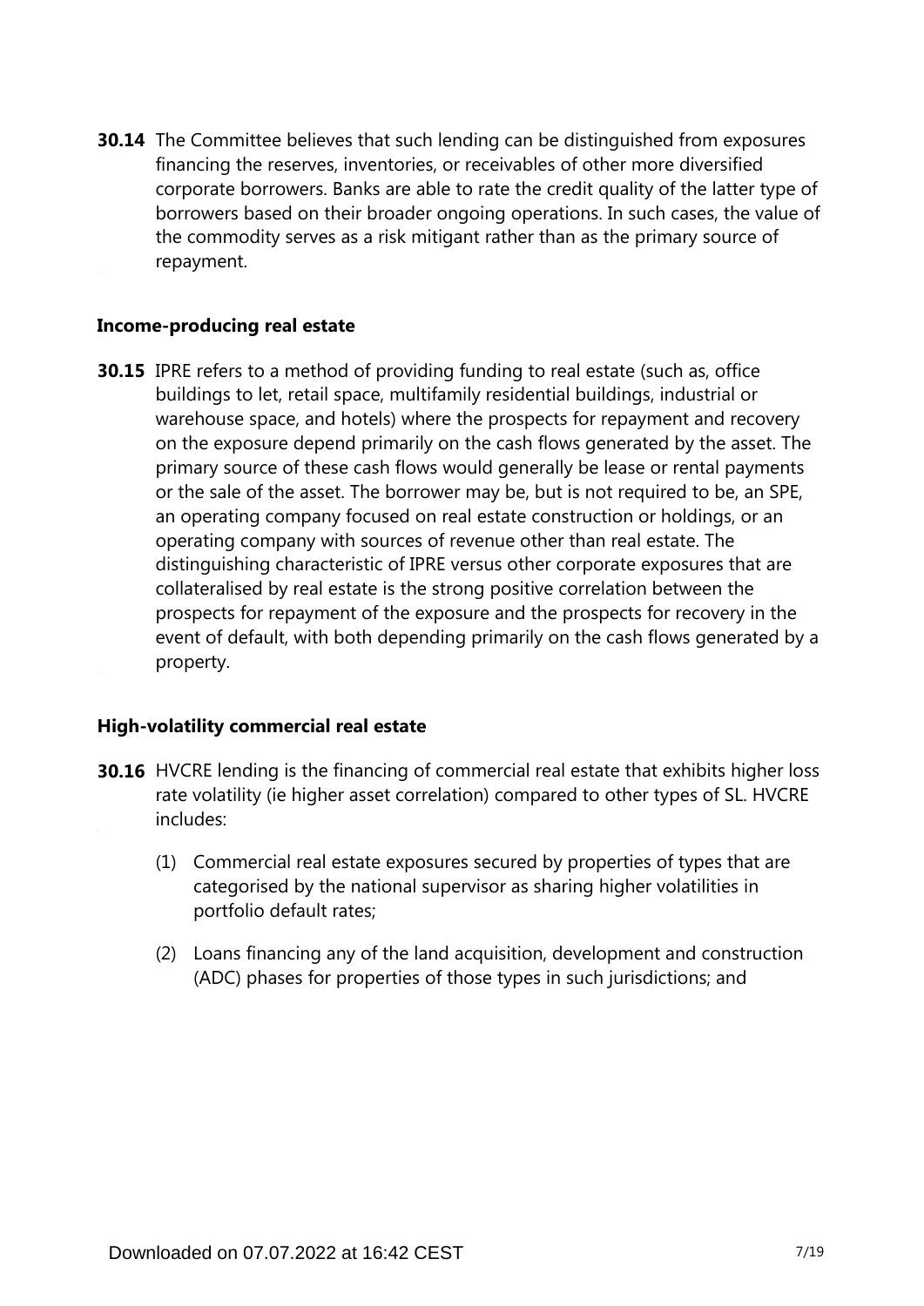**30.14** The Committee believes that such lending can be distinguished from exposures financing the reserves, inventories, or receivables of other more diversified corporate borrowers. Banks are able to rate the credit quality of the latter type of borrowers based on their broader ongoing operations. In such cases, the value of the commodity serves as a risk mitigant rather than as the primary source of repayment.

### Income-producing real estate

**30.15** IPRE refers to a method of providing funding to real estate (such as, office buildings to let, retail space, multifamily residential buildings, industrial or warehouse space, and hotels) where the prospects for repayment and recovery on the exposure depend primarily on the cash flows generated by the asset. The primary source of these cash flows would generally be lease or rental payments or the sale of the asset. The borrower may be, but is not required to be, an SPE, an operating company focused on real estate construction or holdings, or an operating company with sources of revenue other than real estate. The distinguishing characteristic of IPRE versus other corporate exposures that are collateralised by real estate is the strong positive correlation between the prospects for repayment of the exposure and the prospects for recovery in the event of default, with both depending primarily on the cash flows generated by a property.

### High-volatility commercial real estate

**30.16** HVCRE lending is the financing of commercial real estate that exhibits higher loss rate volatility (ie higher asset correlation) compared to other types of SL. HVCRE includes:

(1) Commercial real estate exposures secured by properties of types that are categorised by the national supervisor as sharing higher volatilities in portfolio default rates;

(2) Loans financing any of the land acquisition, development and construction (ADC) phases for properties of those types in such jurisdictions; and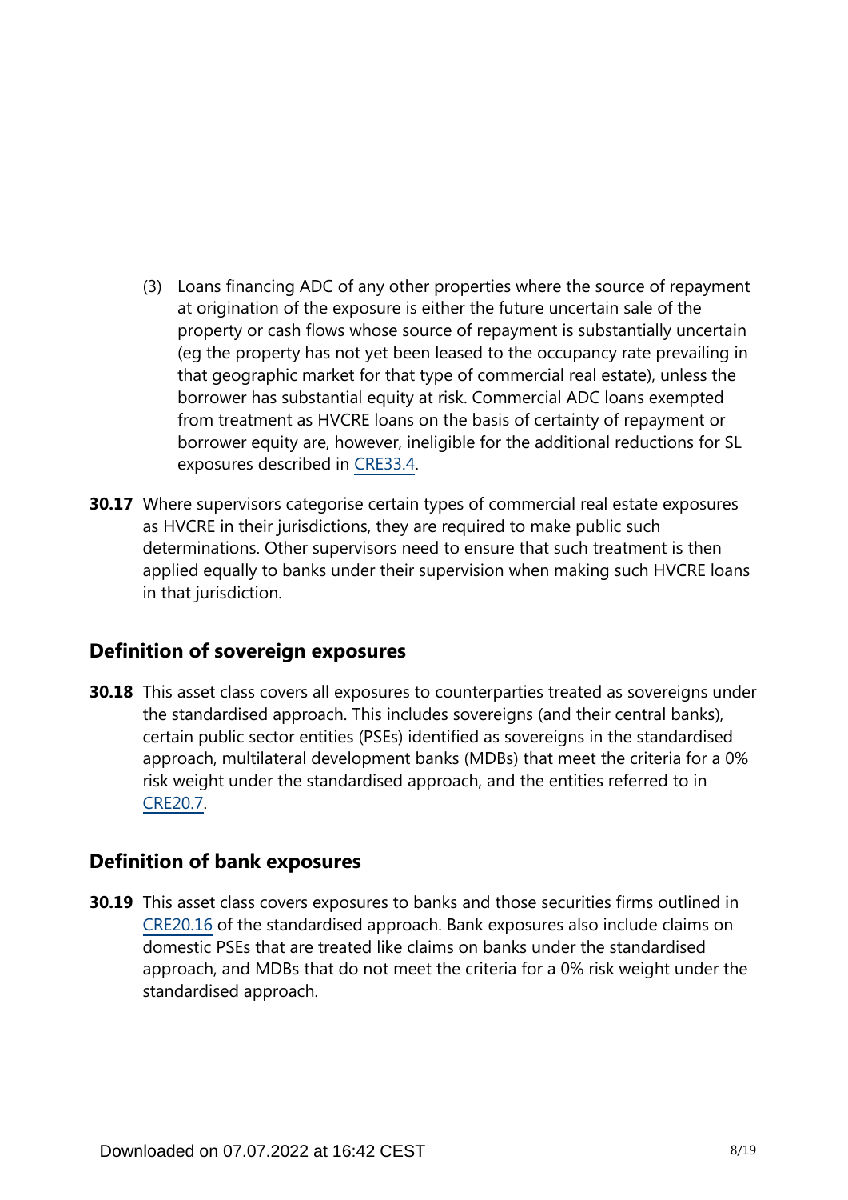(3) Loans financing ADC of any other properties where the source of repayment at origination of the exposure is either the future uncertain sale of the property or cash flows whose source of repayment is substantially uncertain (eg the property has not yet been leased to the occupancy rate prevailing in that geographic market for that type of commercial real estate), unless the borrower has substantial equity at risk. Commercial ADC loans exempted from treatment as HVCRE loans on the basis of certainty of repayment or borrower equity are, however, ineligible for the additional reductions for SL exposures described in CRE33.4.

**30.17** Where supervisors categorise certain types of commercial real estate exposures as HVCRE in their jurisdictions, they are required to make public such determinations. Other supervisors need to ensure that such treatment is then applied equally to banks under their supervision when making such HVCRE loans in that jurisdiction.

## Definition of sovereign exposures

**30.18** This asset class covers all exposures to counterparties treated as sovereigns under the standardised approach. This includes sovereigns (and their central banks), certain public sector entities (PSEs) identified as sovereigns in the standardised approach, multilateral development banks (MDBs) that meet the criteria for a 0% risk weight under the standardised approach, and the entities referred to in CRE20.7.

## Definition of bank exposures

**30.19** This asset class covers exposures to banks and those securities firms outlined in CRE20.16 of the standardised approach. Bank exposures also include claims on domestic PSEs that are treated like claims on banks under the standardised approach, and MDBs that do not meet the criteria for a 0% risk weight under the standardised approach.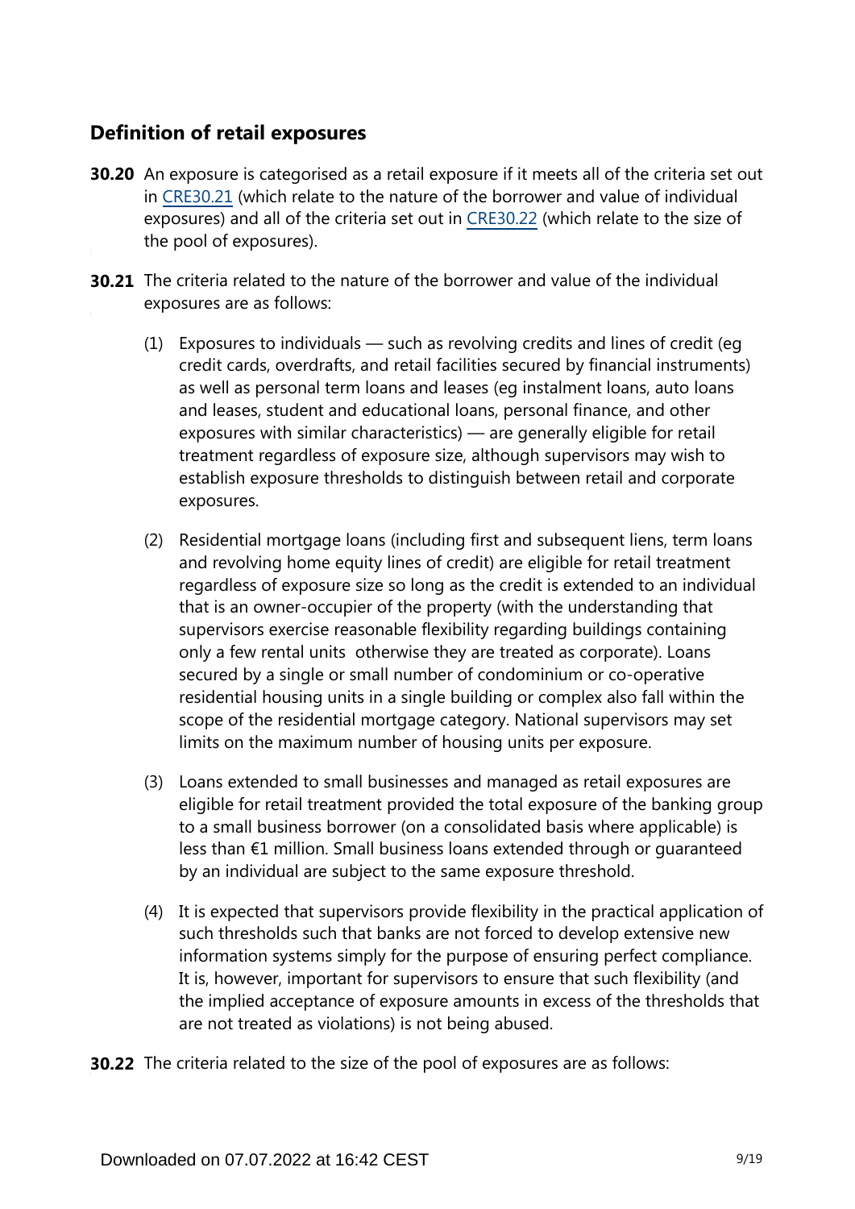## Definition of retail exposures

**30.20** An exposure is categorised as a retail exposure if it meets all of the criteria set out in CRE30.21 (which relate to the nature of the borrower and value of individual exposures) and all of the criteria set out in CRE30.22 (which relate to the size of the pool of exposures).

**30.21** The criteria related to the nature of the borrower and value of the individual exposures are as follows:

(1) Exposures to individuals — such as revolving credits and lines of credit (eg credit cards, overdrafts, and retail facilities secured by financial instruments) as well as personal term loans and leases (eg instalment loans, auto loans and leases, student and educational loans, personal finance, and other exposures with similar characteristics) — are generally eligible for retail treatment regardless of exposure size, although supervisors may wish to establish exposure thresholds to distinguish between retail and corporate exposures.

(2) Residential mortgage loans (including first and subsequent liens, term loans and revolving home equity lines of credit) are eligible for retail treatment regardless of exposure size so long as the credit is extended to an individual that is an owner-occupier of the property (with the understanding that supervisors exercise reasonable flexibility regarding buildings containing only a few rental units otherwise they are treated as corporate). Loans secured by a single or small number of condominium or co-operative residential housing units in a single building or complex also fall within the scope of the residential mortgage category. National supervisors may set limits on the maximum number of housing units per exposure.

(3) Loans extended to small businesses and managed as retail exposures are eligible for retail treatment provided the total exposure of the banking group to a small business borrower (on a consolidated basis where applicable) is less than €1 million. Small business loans extended through or guaranteed by an individual are subject to the same exposure threshold.

(4) It is expected that supervisors provide flexibility in the practical application of such thresholds such that banks are not forced to develop extensive new information systems simply for the purpose of ensuring perfect compliance. It is, however, important for supervisors to ensure that such flexibility (and the implied acceptance of exposure amounts in excess of the thresholds that are not treated as violations) is not being abused.

**30.22** The criteria related to the size of the pool of exposures are as follows: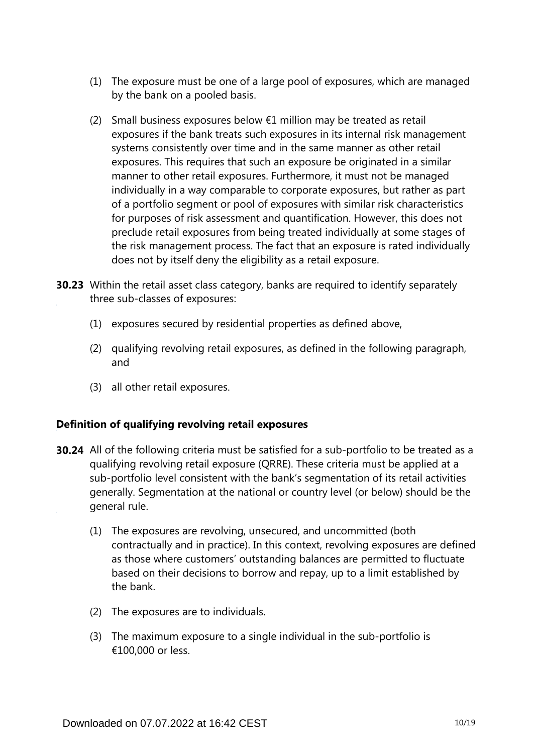(1) The exposure must be one of a large pool of exposures, which are managed by the bank on a pooled basis.

(2) Small business exposures below €1 million may be treated as retail exposures if the bank treats such exposures in its internal risk management systems consistently over time and in the same manner as other retail exposures. This requires that such an exposure be originated in a similar manner to other retail exposures. Furthermore, it must not be managed individually in a way comparable to corporate exposures, but rather as part of a portfolio segment or pool of exposures with similar risk characteristics for purposes of risk assessment and quantification. However, this does not preclude retail exposures from being treated individually at some stages of the risk management process. The fact that an exposure is rated individually does not by itself deny the eligibility as a retail exposure.

**30.23** Within the retail asset class category, banks are required to identify separately three sub-classes of exposures:

(1) exposures secured by residential properties as defined above,

(2) qualifying revolving retail exposures, as defined in the following paragraph, and

(3) all other retail exposures.

### Definition of qualifying revolving retail exposures

**30.24** All of the following criteria must be satisfied for a sub-portfolio to be treated as a qualifying revolving retail exposure (QRRE). These criteria must be applied at a sub-portfolio level consistent with the bank's segmentation of its retail activities generally. Segmentation at the national or country level (or below) should be the general rule.

(1) The exposures are revolving, unsecured, and uncommitted (both contractually and in practice). In this context, revolving exposures are defined as those where customers' outstanding balances are permitted to fluctuate based on their decisions to borrow and repay, up to a limit established by the bank.

(2) The exposures are to individuals.

(3) The maximum exposure to a single individual in the sub-portfolio is €100,000 or less.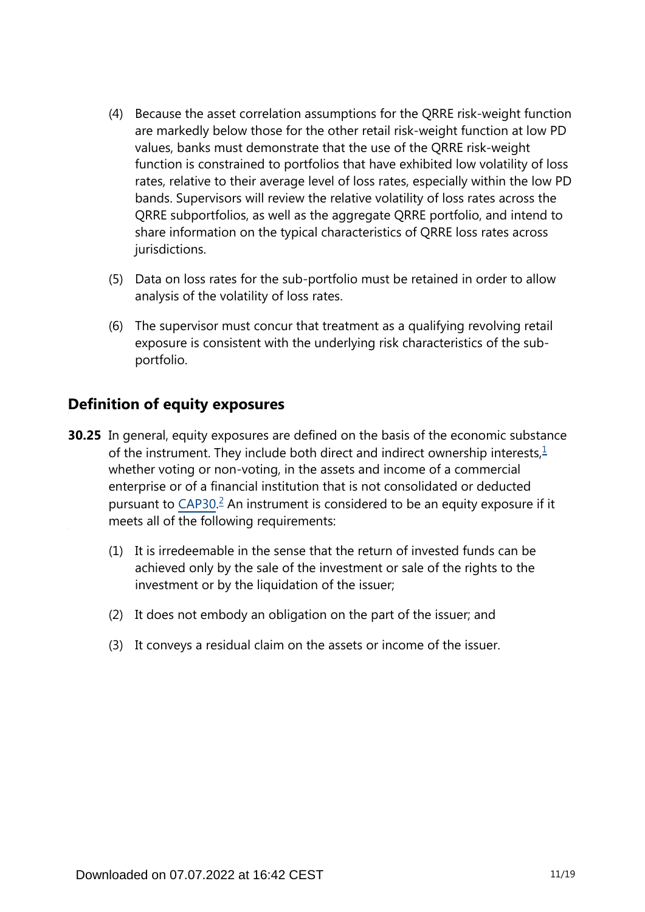(4) Because the asset correlation assumptions for the QRRE risk-weight function are markedly below those for the other retail risk-weight function at low PD values, banks must demonstrate that the use of the QRRE risk-weight function is constrained to portfolios that have exhibited low volatility of loss rates, relative to their average level of loss rates, especially within the low PD bands. Supervisors will review the relative volatility of loss rates across the QRRE subportfolios, as well as the aggregate QRRE portfolio, and intend to share information on the typical characteristics of QRRE loss rates across jurisdictions.

(5) Data on loss rates for the sub-portfolio must be retained in order to allow analysis of the volatility of loss rates.

(6) The supervisor must concur that treatment as a qualifying revolving retail exposure is consistent with the underlying risk characteristics of the sub-portfolio.

## Definition of equity exposures

**30.25** In general, equity exposures are defined on the basis of the economic substance of the instrument. They include both direct and indirect ownership interests,[1] whether voting or non-voting, in the assets and income of a commercial enterprise or of a financial institution that is not consolidated or deducted pursuant to CAP30.[2] An instrument is considered to be an equity exposure if it meets all of the following requirements:

(1) It is irredeemable in the sense that the return of invested funds can be achieved only by the sale of the investment or sale of the rights to the investment or by the liquidation of the issuer;

(2) It does not embody an obligation on the part of the issuer; and

(3) It conveys a residual claim on the assets or income of the issuer.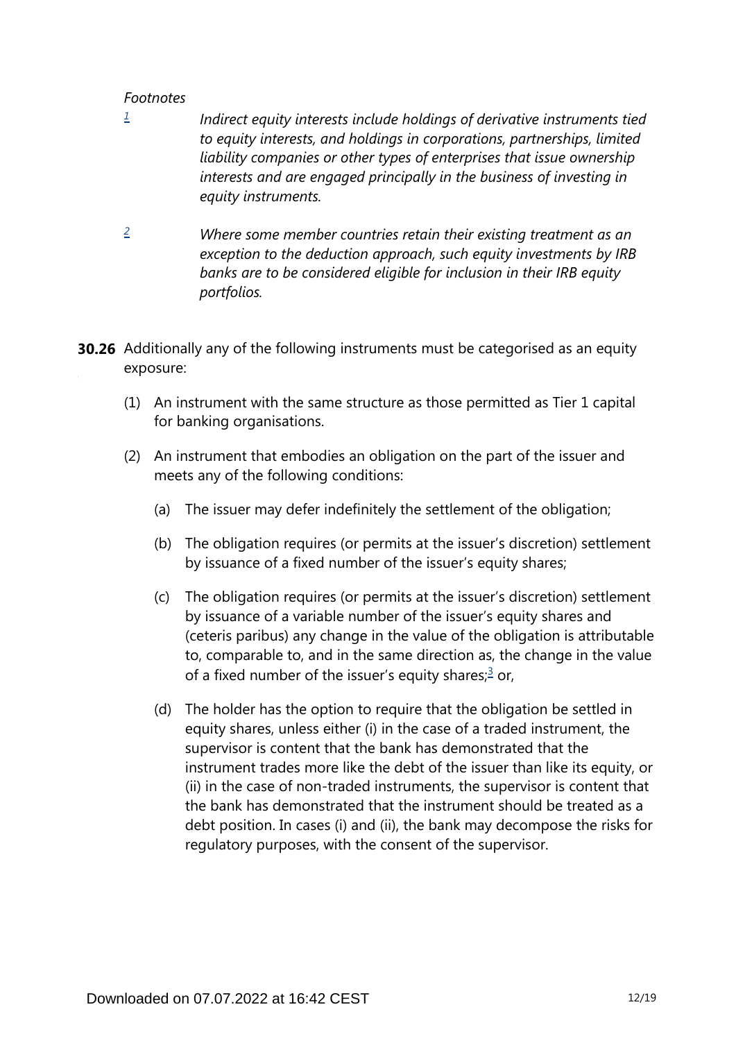*Footnotes*

[1] *Indirect equity interests include holdings of derivative instruments tied to equity interests, and holdings in corporations, partnerships, limited liability companies or other types of enterprises that issue ownership interests and are engaged principally in the business of investing in equity instruments.*

[2] *Where some member countries retain their existing treatment as an exception to the deduction approach, such equity investments by IRB banks are to be considered eligible for inclusion in their IRB equity portfolios.*

**30.26** Additionally any of the following instruments must be categorised as an equity exposure:

(1) An instrument with the same structure as those permitted as Tier 1 capital for banking organisations.

(2) An instrument that embodies an obligation on the part of the issuer and meets any of the following conditions:

(a) The issuer may defer indefinitely the settlement of the obligation;

(b) The obligation requires (or permits at the issuer's discretion) settlement by issuance of a fixed number of the issuer's equity shares;

(c) The obligation requires (or permits at the issuer's discretion) settlement by issuance of a variable number of the issuer's equity shares and (ceteris paribus) any change in the value of the obligation is attributable to, comparable to, and in the same direction as, the change in the value of a fixed number of the issuer's equity shares;[3] or,

(d) The holder has the option to require that the obligation be settled in equity shares, unless either (i) in the case of a traded instrument, the supervisor is content that the bank has demonstrated that the instrument trades more like the debt of the issuer than like its equity, or (ii) in the case of non-traded instruments, the supervisor is content that the bank has demonstrated that the instrument should be treated as a debt position. In cases (i) and (ii), the bank may decompose the risks for regulatory purposes, with the consent of the supervisor.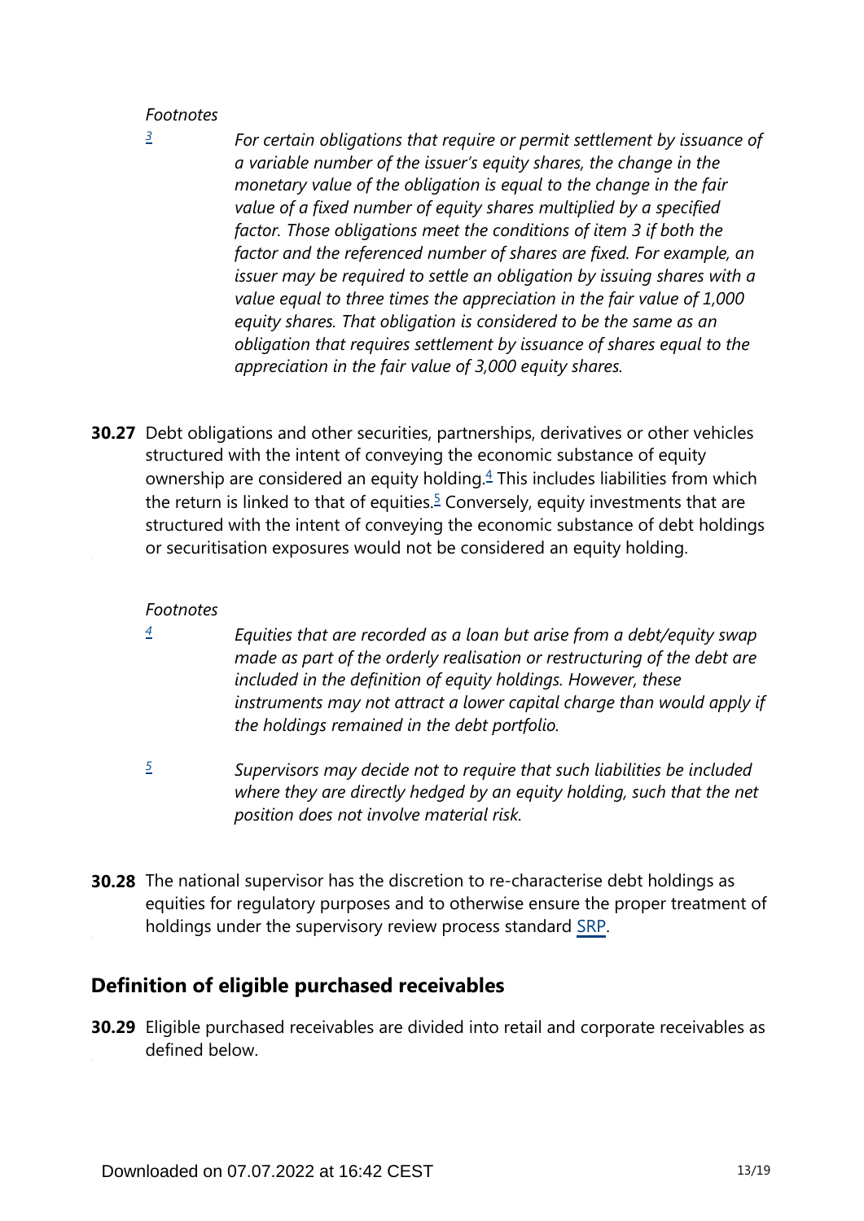*Footnotes*

[3] *For certain obligations that require or permit settlement by issuance of a variable number of the issuer's equity shares, the change in the monetary value of the obligation is equal to the change in the fair value of a fixed number of equity shares multiplied by a specified factor. Those obligations meet the conditions of item 3 if both the factor and the referenced number of shares are fixed. For example, an issuer may be required to settle an obligation by issuing shares with a value equal to three times the appreciation in the fair value of 1,000 equity shares. That obligation is considered to be the same as an obligation that requires settlement by issuance of shares equal to the appreciation in the fair value of 3,000 equity shares.*

**30.27** Debt obligations and other securities, partnerships, derivatives or other vehicles structured with the intent of conveying the economic substance of equity ownership are considered an equity holding.[4] This includes liabilities from which the return is linked to that of equities.[5] Conversely, equity investments that are structured with the intent of conveying the economic substance of debt holdings or securitisation exposures would not be considered an equity holding.

*Footnotes*

[4] *Equities that are recorded as a loan but arise from a debt/equity swap made as part of the orderly realisation or restructuring of the debt are included in the definition of equity holdings. However, these instruments may not attract a lower capital charge than would apply if the holdings remained in the debt portfolio.*

[5] *Supervisors may decide not to require that such liabilities be included where they are directly hedged by an equity holding, such that the net position does not involve material risk.*

**30.28** The national supervisor has the discretion to re-characterise debt holdings as equities for regulatory purposes and to otherwise ensure the proper treatment of holdings under the supervisory review process standard SRP.

## Definition of eligible purchased receivables

**30.29** Eligible purchased receivables are divided into retail and corporate receivables as defined below.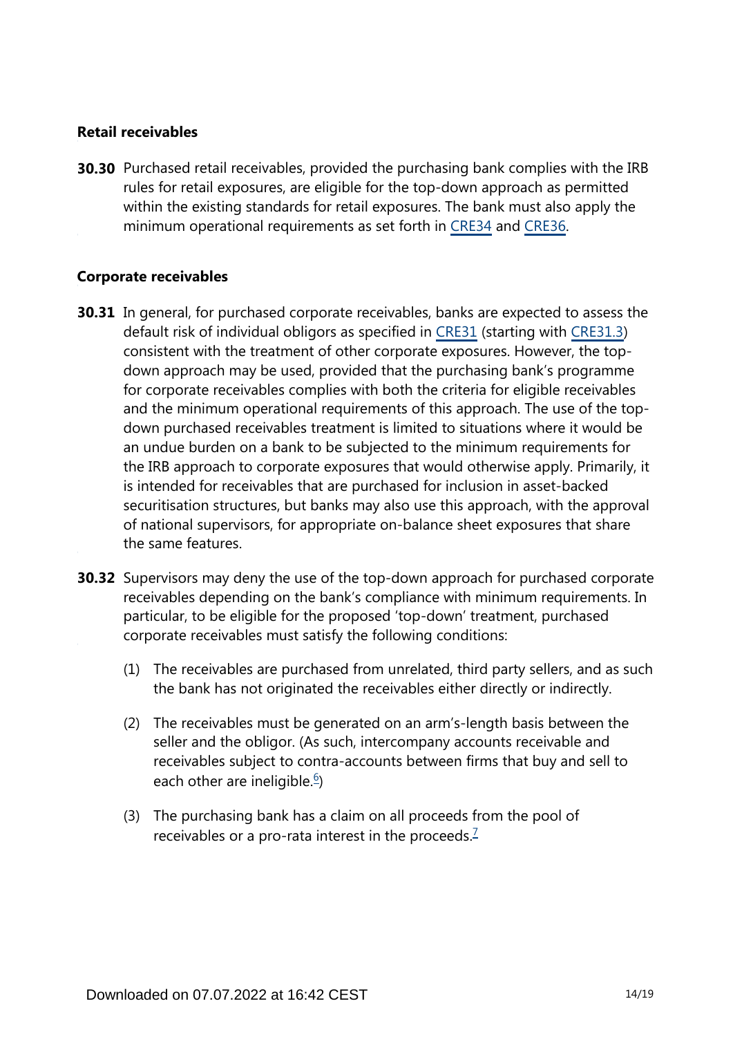### Retail receivables

**30.30** Purchased retail receivables, provided the purchasing bank complies with the IRB rules for retail exposures, are eligible for the top-down approach as permitted within the existing standards for retail exposures. The bank must also apply the minimum operational requirements as set forth in CRE34 and CRE36.

### Corporate receivables

**30.31** In general, for purchased corporate receivables, banks are expected to assess the default risk of individual obligors as specified in CRE31 (starting with CRE31.3) consistent with the treatment of other corporate exposures. However, the top-down approach may be used, provided that the purchasing bank's programme for corporate receivables complies with both the criteria for eligible receivables and the minimum operational requirements of this approach. The use of the top-down purchased receivables treatment is limited to situations where it would be an undue burden on a bank to be subjected to the minimum requirements for the IRB approach to corporate exposures that would otherwise apply. Primarily, it is intended for receivables that are purchased for inclusion in asset-backed securitisation structures, but banks may also use this approach, with the approval of national supervisors, for appropriate on-balance sheet exposures that share the same features.

**30.32** Supervisors may deny the use of the top-down approach for purchased corporate receivables depending on the bank's compliance with minimum requirements. In particular, to be eligible for the proposed 'top-down' treatment, purchased corporate receivables must satisfy the following conditions:

(1) The receivables are purchased from unrelated, third party sellers, and as such the bank has not originated the receivables either directly or indirectly.

(2) The receivables must be generated on an arm's-length basis between the seller and the obligor. (As such, intercompany accounts receivable and receivables subject to contra-accounts between firms that buy and sell to each other are ineligible.[6])

(3) The purchasing bank has a claim on all proceeds from the pool of receivables or a pro-rata interest in the proceeds.[7]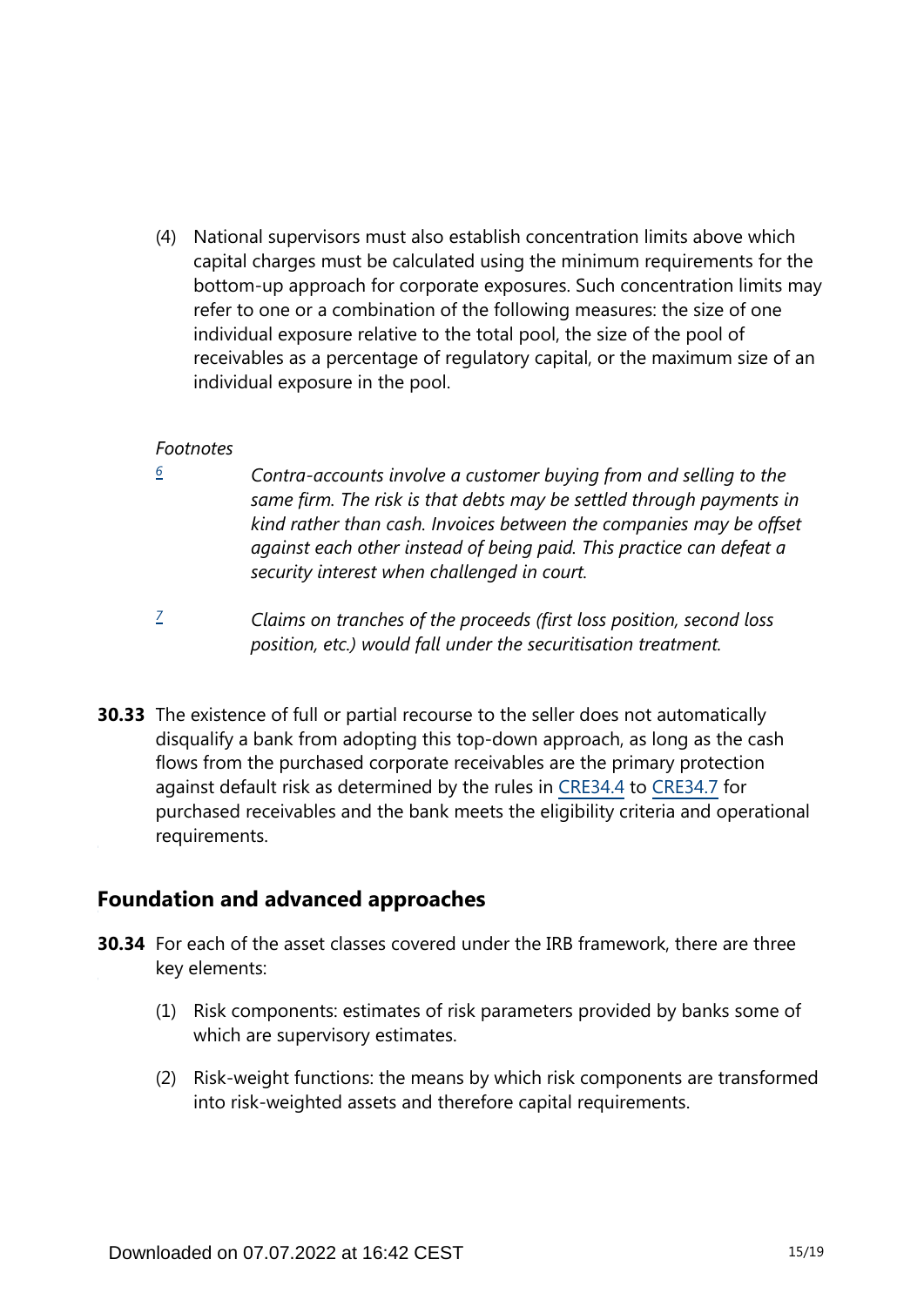(4) National supervisors must also establish concentration limits above which capital charges must be calculated using the minimum requirements for the bottom-up approach for corporate exposures. Such concentration limits may refer to one or a combination of the following measures: the size of one individual exposure relative to the total pool, the size of the pool of receivables as a percentage of regulatory capital, or the maximum size of an individual exposure in the pool.

*Footnotes*

6 *Contra-accounts involve a customer buying from and selling to the same firm. The risk is that debts may be settled through payments in kind rather than cash. Invoices between the companies may be offset against each other instead of being paid. This practice can defeat a security interest when challenged in court.*

7 *Claims on tranches of the proceeds (first loss position, second loss position, etc.) would fall under the securitisation treatment.*

**30.33** The existence of full or partial recourse to the seller does not automatically disqualify a bank from adopting this top-down approach, as long as the cash flows from the purchased corporate receivables are the primary protection against default risk as determined by the rules in CRE34.4 to CRE34.7 for purchased receivables and the bank meets the eligibility criteria and operational requirements.

## Foundation and advanced approaches

**30.34** For each of the asset classes covered under the IRB framework, there are three key elements:

(1) Risk components: estimates of risk parameters provided by banks some of which are supervisory estimates.

(2) Risk-weight functions: the means by which risk components are transformed into risk-weighted assets and therefore capital requirements.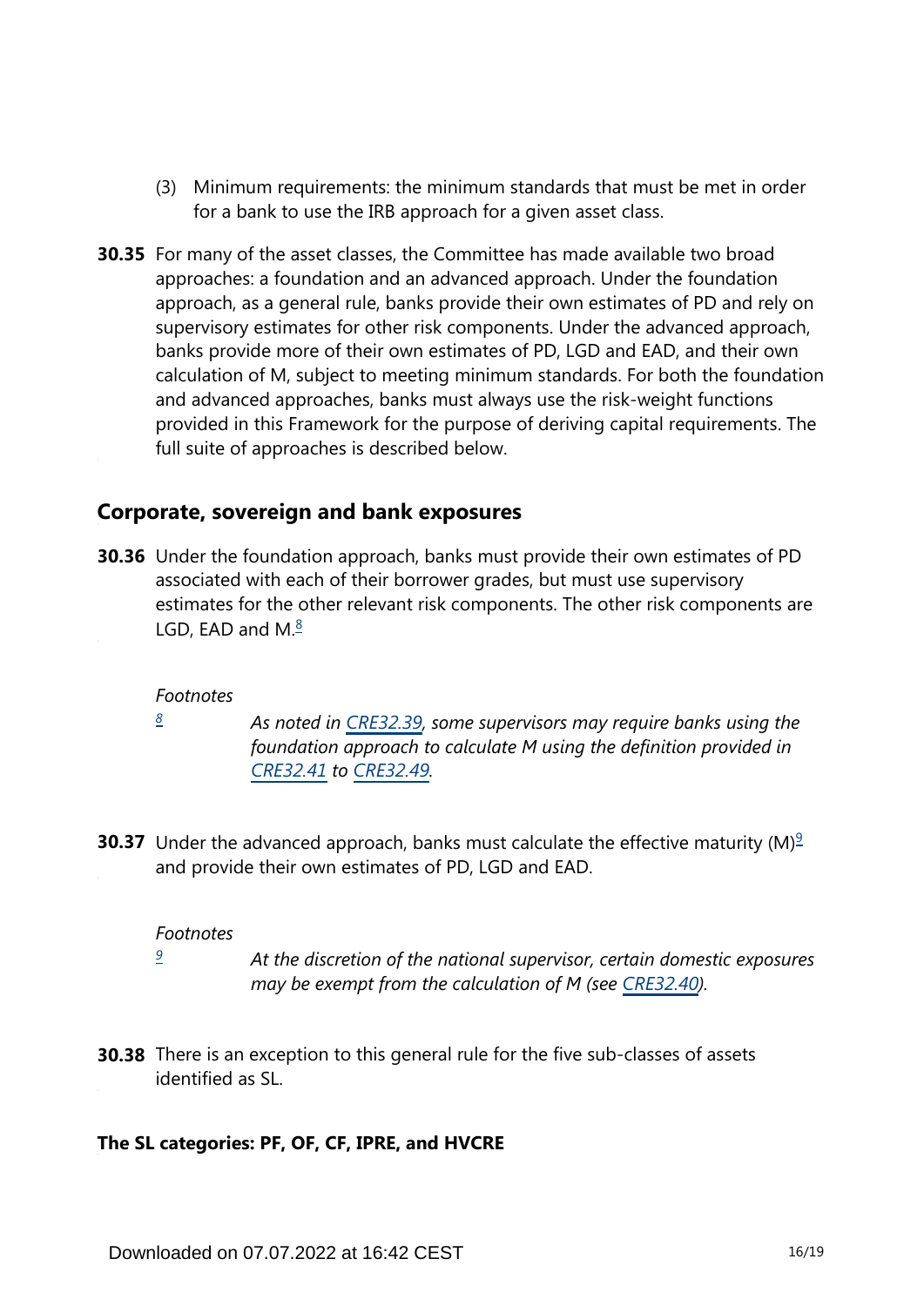(3) Minimum requirements: the minimum standards that must be met in order for a bank to use the IRB approach for a given asset class.

**30.35** For many of the asset classes, the Committee has made available two broad approaches: a foundation and an advanced approach. Under the foundation approach, as a general rule, banks provide their own estimates of PD and rely on supervisory estimates for other risk components. Under the advanced approach, banks provide more of their own estimates of PD, LGD and EAD, and their own calculation of M, subject to meeting minimum standards. For both the foundation and advanced approaches, banks must always use the risk-weight functions provided in this Framework for the purpose of deriving capital requirements. The full suite of approaches is described below.

## Corporate, sovereign and bank exposures

**30.36** Under the foundation approach, banks must provide their own estimates of PD associated with each of their borrower grades, but must use supervisory estimates for the other relevant risk components. The other risk components are LGD, EAD and M.[8]

*Footnotes*

[8] *As noted in CRE32.39, some supervisors may require banks using the foundation approach to calculate M using the definition provided in CRE32.41 to CRE32.49.*

**30.37** Under the advanced approach, banks must calculate the effective maturity (M)[9] and provide their own estimates of PD, LGD and EAD.

*Footnotes*

[9] *At the discretion of the national supervisor, certain domestic exposures may be exempt from the calculation of M (see CRE32.40).*

**30.38** There is an exception to this general rule for the five sub-classes of assets identified as SL.

### The SL categories: PF, OF, CF, IPRE, and HVCRE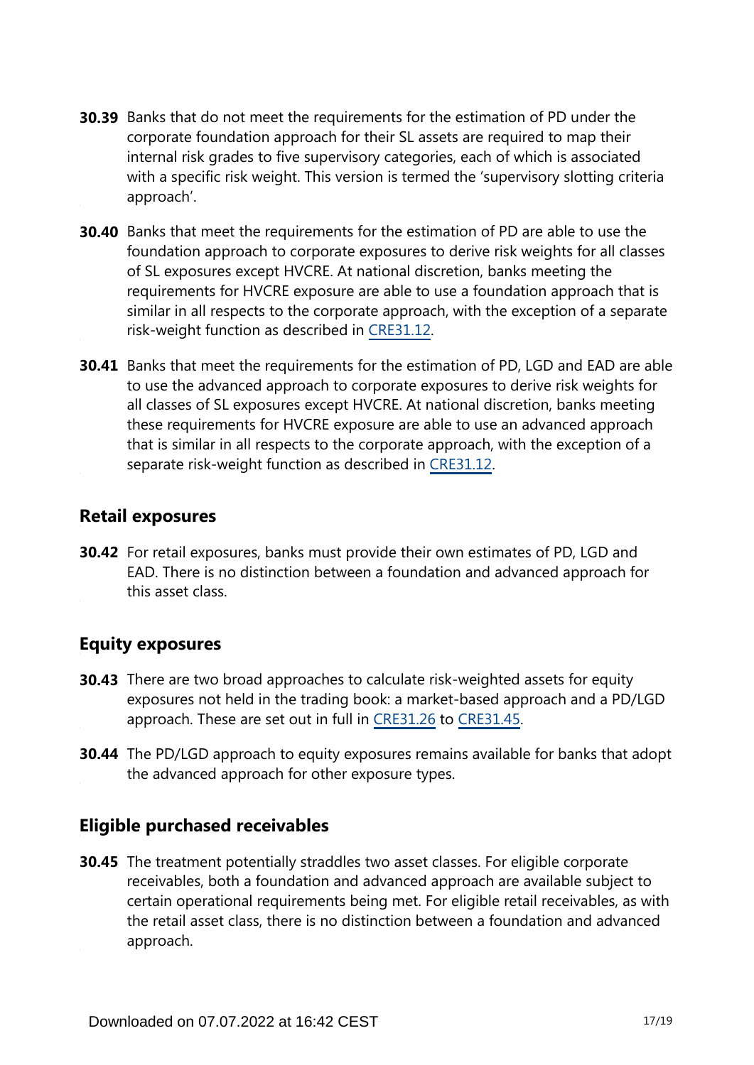**30.39** Banks that do not meet the requirements for the estimation of PD under the corporate foundation approach for their SL assets are required to map their internal risk grades to five supervisory categories, each of which is associated with a specific risk weight. This version is termed the 'supervisory slotting criteria approach'.

**30.40** Banks that meet the requirements for the estimation of PD are able to use the foundation approach to corporate exposures to derive risk weights for all classes of SL exposures except HVCRE. At national discretion, banks meeting the requirements for HVCRE exposure are able to use a foundation approach that is similar in all respects to the corporate approach, with the exception of a separate risk-weight function as described in CRE31.12.

**30.41** Banks that meet the requirements for the estimation of PD, LGD and EAD are able to use the advanced approach to corporate exposures to derive risk weights for all classes of SL exposures except HVCRE. At national discretion, banks meeting these requirements for HVCRE exposure are able to use an advanced approach that is similar in all respects to the corporate approach, with the exception of a separate risk-weight function as described in CRE31.12.

## Retail exposures

**30.42** For retail exposures, banks must provide their own estimates of PD, LGD and EAD. There is no distinction between a foundation and advanced approach for this asset class.

## Equity exposures

**30.43** There are two broad approaches to calculate risk-weighted assets for equity exposures not held in the trading book: a market-based approach and a PD/LGD approach. These are set out in full in CRE31.26 to CRE31.45.

**30.44** The PD/LGD approach to equity exposures remains available for banks that adopt the advanced approach for other exposure types.

## Eligible purchased receivables

**30.45** The treatment potentially straddles two asset classes. For eligible corporate receivables, both a foundation and advanced approach are available subject to certain operational requirements being met. For eligible retail receivables, as with the retail asset class, there is no distinction between a foundation and advanced approach.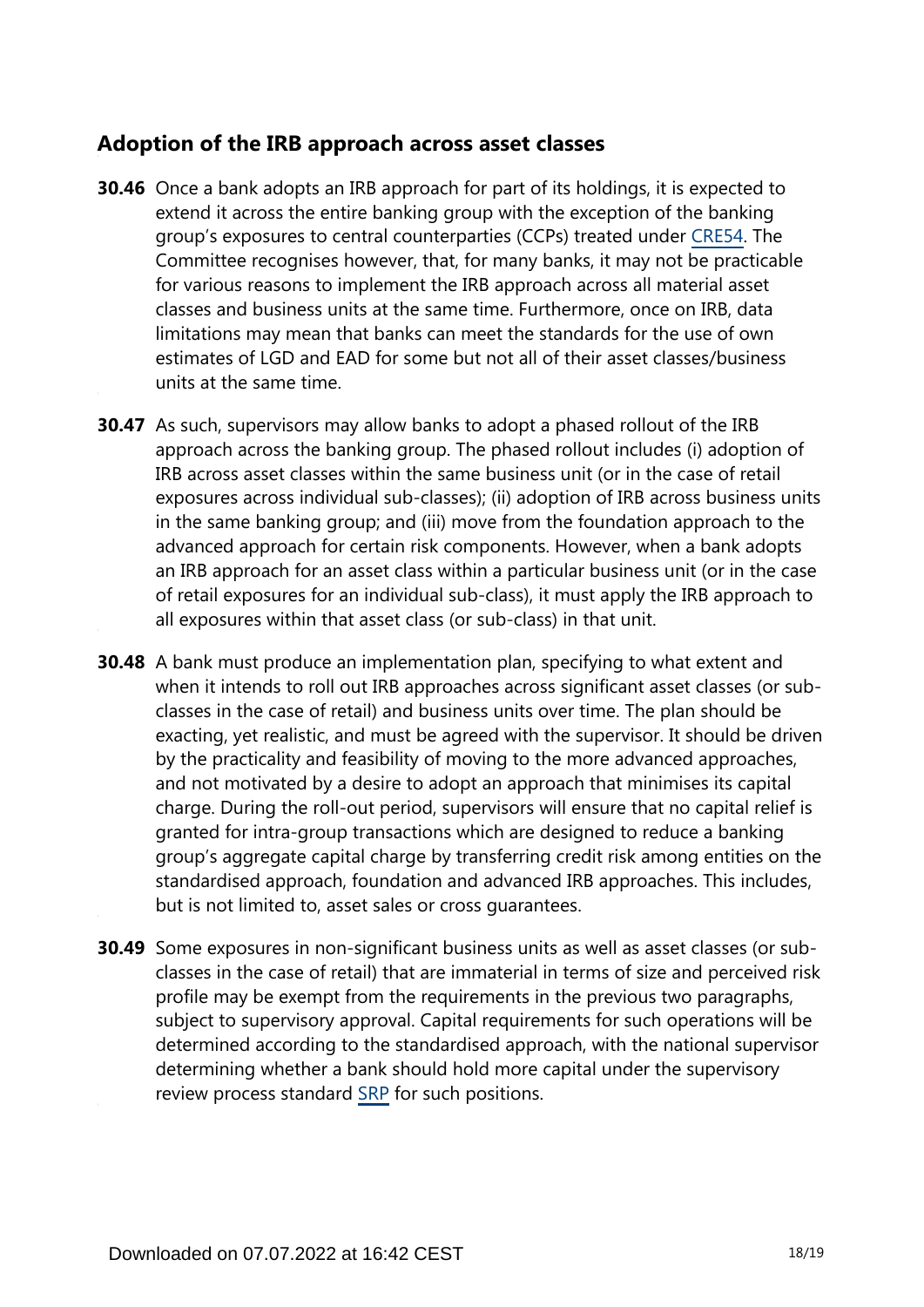## Adoption of the IRB approach across asset classes

**30.46** Once a bank adopts an IRB approach for part of its holdings, it is expected to extend it across the entire banking group with the exception of the banking group's exposures to central counterparties (CCPs) treated under CRE54. The Committee recognises however, that, for many banks, it may not be practicable for various reasons to implement the IRB approach across all material asset classes and business units at the same time. Furthermore, once on IRB, data limitations may mean that banks can meet the standards for the use of own estimates of LGD and EAD for some but not all of their asset classes/business units at the same time.

**30.47** As such, supervisors may allow banks to adopt a phased rollout of the IRB approach across the banking group. The phased rollout includes (i) adoption of IRB across asset classes within the same business unit (or in the case of retail exposures across individual sub-classes); (ii) adoption of IRB across business units in the same banking group; and (iii) move from the foundation approach to the advanced approach for certain risk components. However, when a bank adopts an IRB approach for an asset class within a particular business unit (or in the case of retail exposures for an individual sub-class), it must apply the IRB approach to all exposures within that asset class (or sub-class) in that unit.

**30.48** A bank must produce an implementation plan, specifying to what extent and when it intends to roll out IRB approaches across significant asset classes (or sub-classes in the case of retail) and business units over time. The plan should be exacting, yet realistic, and must be agreed with the supervisor. It should be driven by the practicality and feasibility of moving to the more advanced approaches, and not motivated by a desire to adopt an approach that minimises its capital charge. During the roll-out period, supervisors will ensure that no capital relief is granted for intra-group transactions which are designed to reduce a banking group's aggregate capital charge by transferring credit risk among entities on the standardised approach, foundation and advanced IRB approaches. This includes, but is not limited to, asset sales or cross guarantees.

**30.49** Some exposures in non-significant business units as well as asset classes (or sub-classes in the case of retail) that are immaterial in terms of size and perceived risk profile may be exempt from the requirements in the previous two paragraphs, subject to supervisory approval. Capital requirements for such operations will be determined according to the standardised approach, with the national supervisor determining whether a bank should hold more capital under the supervisory review process standard SRP for such positions.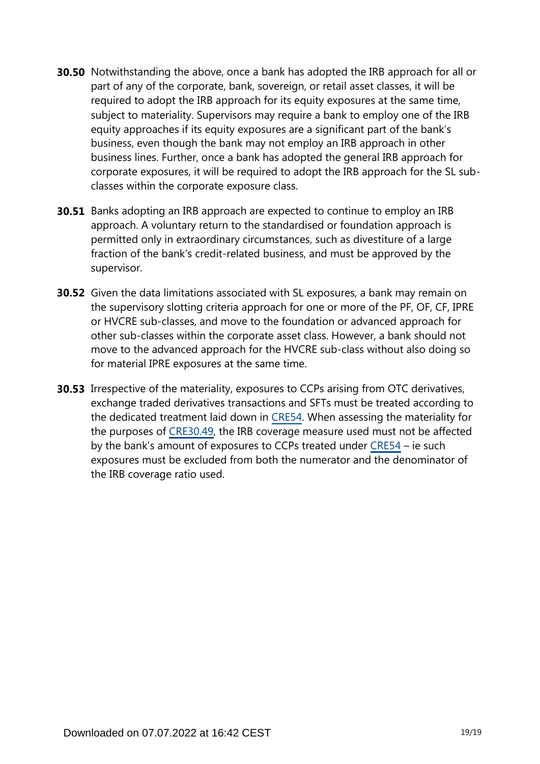**30.50** Notwithstanding the above, once a bank has adopted the IRB approach for all or part of any of the corporate, bank, sovereign, or retail asset classes, it will be required to adopt the IRB approach for its equity exposures at the same time, subject to materiality. Supervisors may require a bank to employ one of the IRB equity approaches if its equity exposures are a significant part of the bank's business, even though the bank may not employ an IRB approach in other business lines. Further, once a bank has adopted the general IRB approach for corporate exposures, it will be required to adopt the IRB approach for the SL sub-classes within the corporate exposure class.

**30.51** Banks adopting an IRB approach are expected to continue to employ an IRB approach. A voluntary return to the standardised or foundation approach is permitted only in extraordinary circumstances, such as divestiture of a large fraction of the bank's credit-related business, and must be approved by the supervisor.

**30.52** Given the data limitations associated with SL exposures, a bank may remain on the supervisory slotting criteria approach for one or more of the PF, OF, CF, IPRE or HVCRE sub-classes, and move to the foundation or advanced approach for other sub-classes within the corporate asset class. However, a bank should not move to the advanced approach for the HVCRE sub-class without also doing so for material IPRE exposures at the same time.

**30.53** Irrespective of the materiality, exposures to CCPs arising from OTC derivatives, exchange traded derivatives transactions and SFTs must be treated according to the dedicated treatment laid down in CRE54. When assessing the materiality for the purposes of CRE30.49, the IRB coverage measure used must not be affected by the bank's amount of exposures to CCPs treated under CRE54 – ie such exposures must be excluded from both the numerator and the denominator of the IRB coverage ratio used.